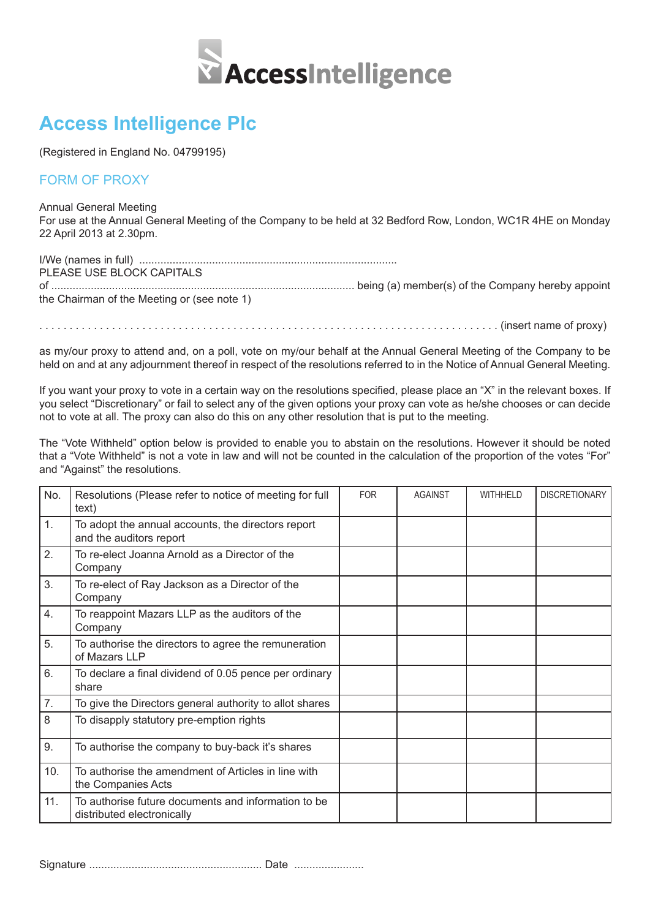AccessIntelligence

# Access Intelligence Plc

(Registered in England No. 04799195)

## FORM OF PROXY

Annual General Meeting
For use at the Annual General Meeting of the Company to be held at 32 Bedford Row, London, WC1R 4HE on Monday 22 April 2013 at 2.30pm.

I/We (names in full) ....................................................................................
PLEASE USE BLOCK CAPITALS
of .................................................................................................. being (a) member(s) of the Company hereby appoint the Chairman of the Meeting or (see note 1)

. . . . . . . . . . . . . . . . . . . . . . . . . . . . . . . . . . . . . . . . . . . . . . . . . . . . . . . . . . . . . . . . . . . . . . . . . . . . (insert name of proxy)

as my/our proxy to attend and, on a poll, vote on my/our behalf at the Annual General Meeting of the Company to be held on and at any adjournment thereof in respect of the resolutions referred to in the Notice of Annual General Meeting.

If you want your proxy to vote in a certain way on the resolutions specified, please place an "X" in the relevant boxes. If you select "Discretionary" or fail to select any of the given options your proxy can vote as he/she chooses or can decide not to vote at all. The proxy can also do this on any other resolution that is put to the meeting.

The "Vote Withheld" option below is provided to enable you to abstain on the resolutions. However it should be noted that a "Vote Withheld" is not a vote in law and will not be counted in the calculation of the proportion of the votes "For" and "Against" the resolutions.

| No. | Resolutions (Please refer to notice of meeting for full text) | FOR | AGAINST | WITHHELD | DISCRETIONARY |
|---|---|---|---|---|---|
| 1. | To adopt the annual accounts, the directors report and the auditors report | | | | |
| 2. | To re-elect Joanna Arnold as a Director of the Company | | | | |
| 3. | To re-elect of Ray Jackson as a Director of the Company | | | | |
| 4. | To reappoint Mazars LLP as the auditors of the Company | | | | |
| 5. | To authorise the directors to agree the remuneration of Mazars LLP | | | | |
| 6. | To declare a final dividend of 0.05 pence per ordinary share | | | | |
| 7. | To give the Directors general authority to allot shares | | | | |
| 8 | To disapply statutory pre-emption rights | | | | |
| 9. | To authorise the company to buy-back it's shares | | | | |
| 10. | To authorise the amendment of Articles in line with the Companies Acts | | | | |
| 11. | To authorise future documents and information to be distributed electronically | | | | |

Signature ......................................................... Date .......................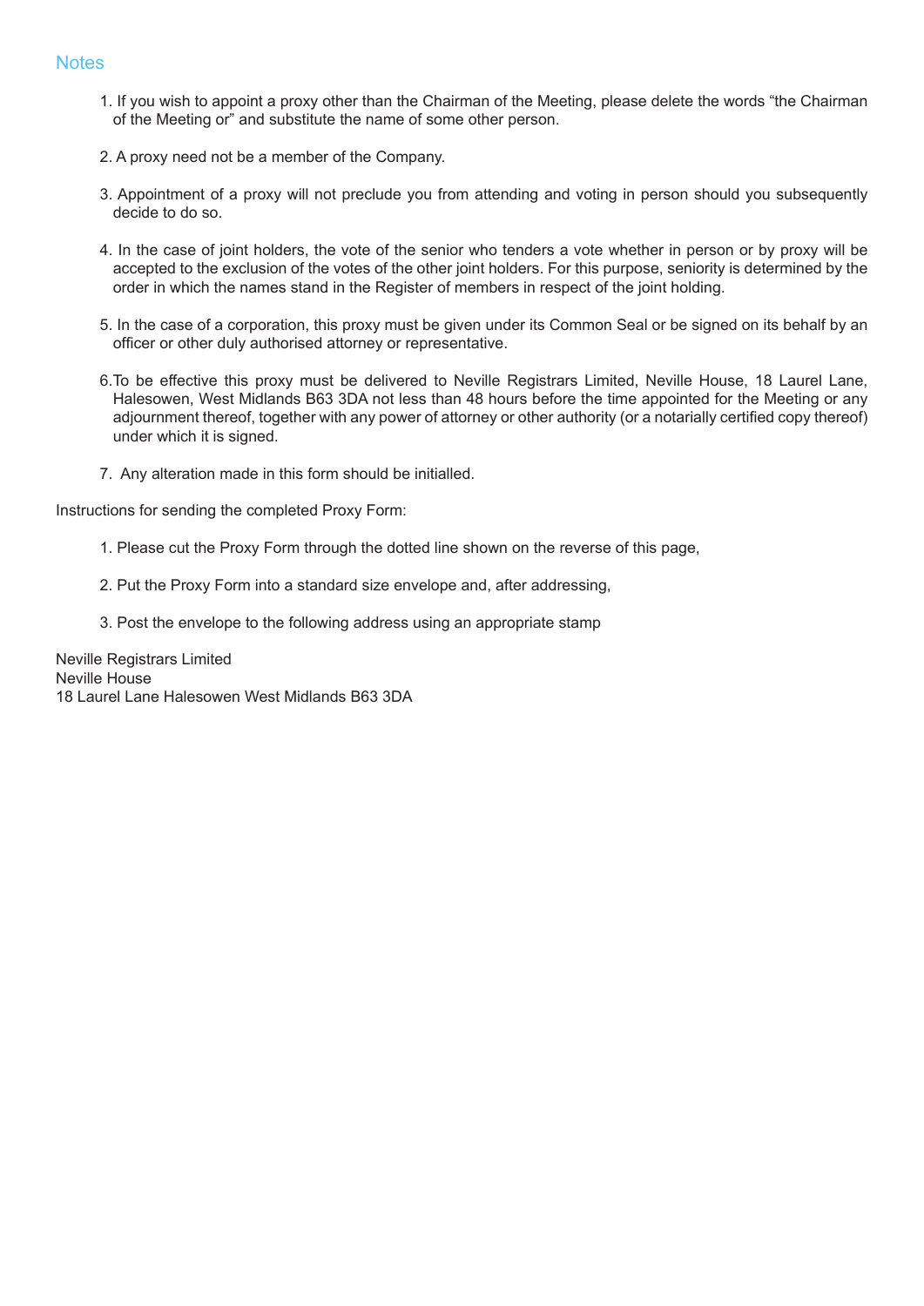## Notes

1. If you wish to appoint a proxy other than the Chairman of the Meeting, please delete the words "the Chairman of the Meeting or" and substitute the name of some other person.

2. A proxy need not be a member of the Company.

3. Appointment of a proxy will not preclude you from attending and voting in person should you subsequently decide to do so.

4. In the case of joint holders, the vote of the senior who tenders a vote whether in person or by proxy will be accepted to the exclusion of the votes of the other joint holders. For this purpose, seniority is determined by the order in which the names stand in the Register of members in respect of the joint holding.

5. In the case of a corporation, this proxy must be given under its Common Seal or be signed on its behalf by an officer or other duly authorised attorney or representative.

6. To be effective this proxy must be delivered to Neville Registrars Limited, Neville House, 18 Laurel Lane, Halesowen, West Midlands B63 3DA not less than 48 hours before the time appointed for the Meeting or any adjournment thereof, together with any power of attorney or other authority (or a notarially certified copy thereof) under which it is signed.

7. Any alteration made in this form should be initialled.

Instructions for sending the completed Proxy Form:

1. Please cut the Proxy Form through the dotted line shown on the reverse of this page,

2. Put the Proxy Form into a standard size envelope and, after addressing,

3. Post the envelope to the following address using an appropriate stamp

Neville Registrars Limited
Neville House
18 Laurel Lane Halesowen West Midlands B63 3DA